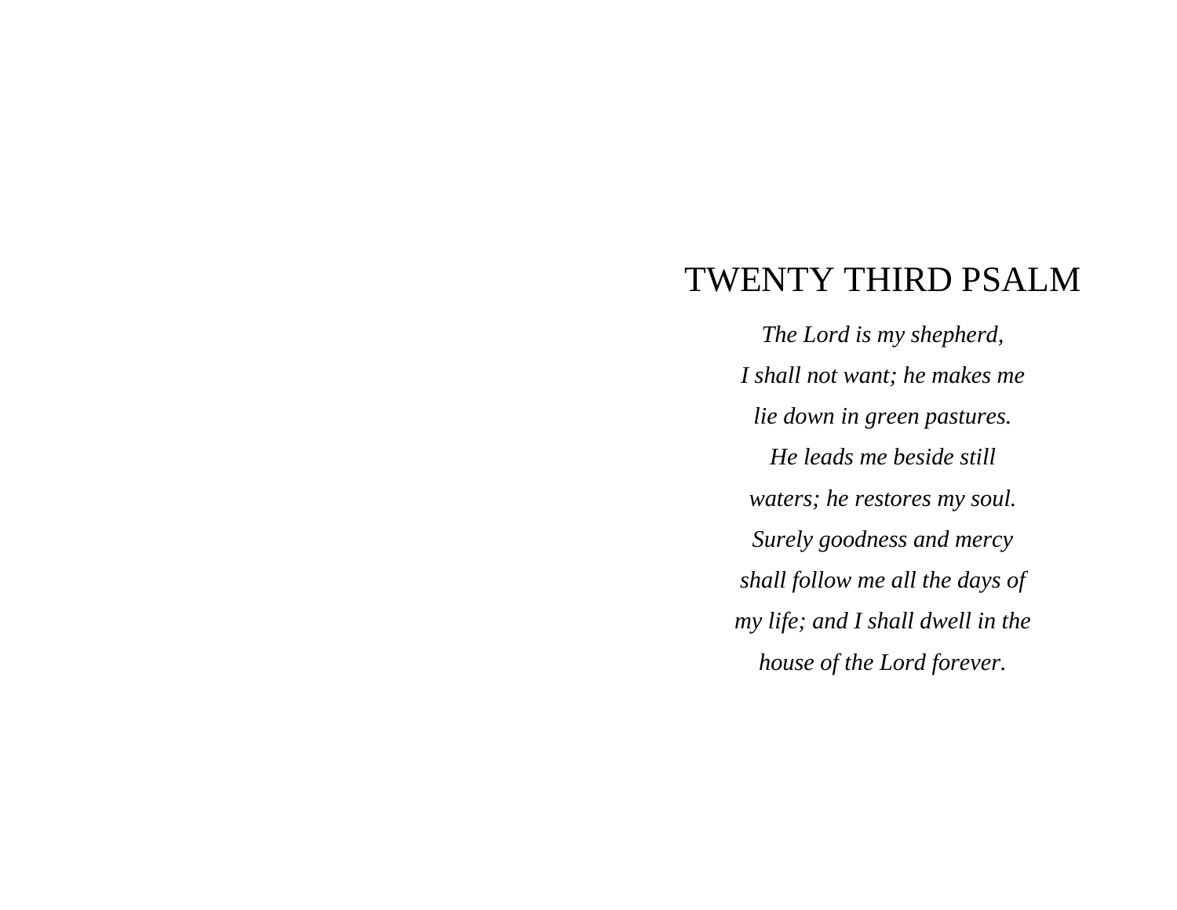# TWENTY THIRD PSALM

*The Lord is my shepherd,*

*I shall not want; he makes me*

*lie down in green pastures.*

*He leads me beside still*

*waters; he restores my soul.*

*Surely goodness and mercy*

*shall follow me all the days of*

*my life; and I shall dwell in the*

*house of the Lord forever.*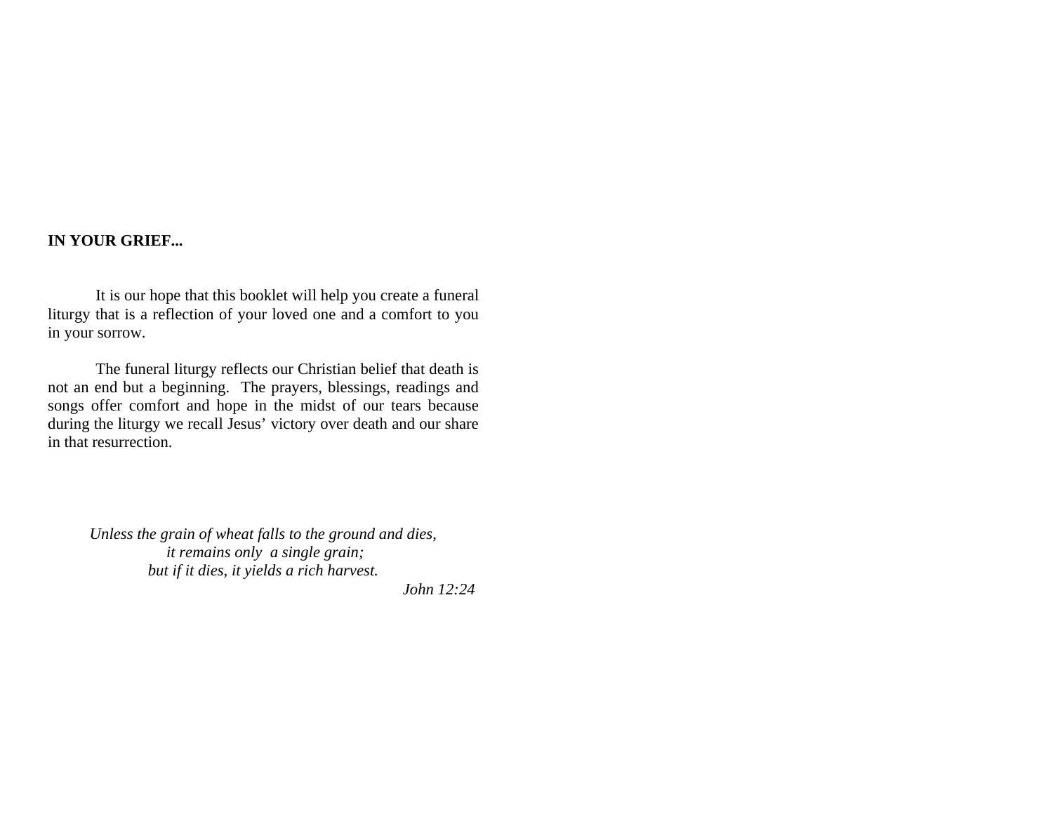**IN YOUR GRIEF...**

It is our hope that this booklet will help you create a funeral liturgy that is a reflection of your loved one and a comfort to you in your sorrow.

The funeral liturgy reflects our Christian belief that death is not an end but a beginning. The prayers, blessings, readings and songs offer comfort and hope in the midst of our tears because during the liturgy we recall Jesus' victory over death and our share in that resurrection.

*Unless the grain of wheat falls to the ground and dies,*
*it remains only a single grain;*
*but if it dies, it yields a rich harvest.*

*John 12:24*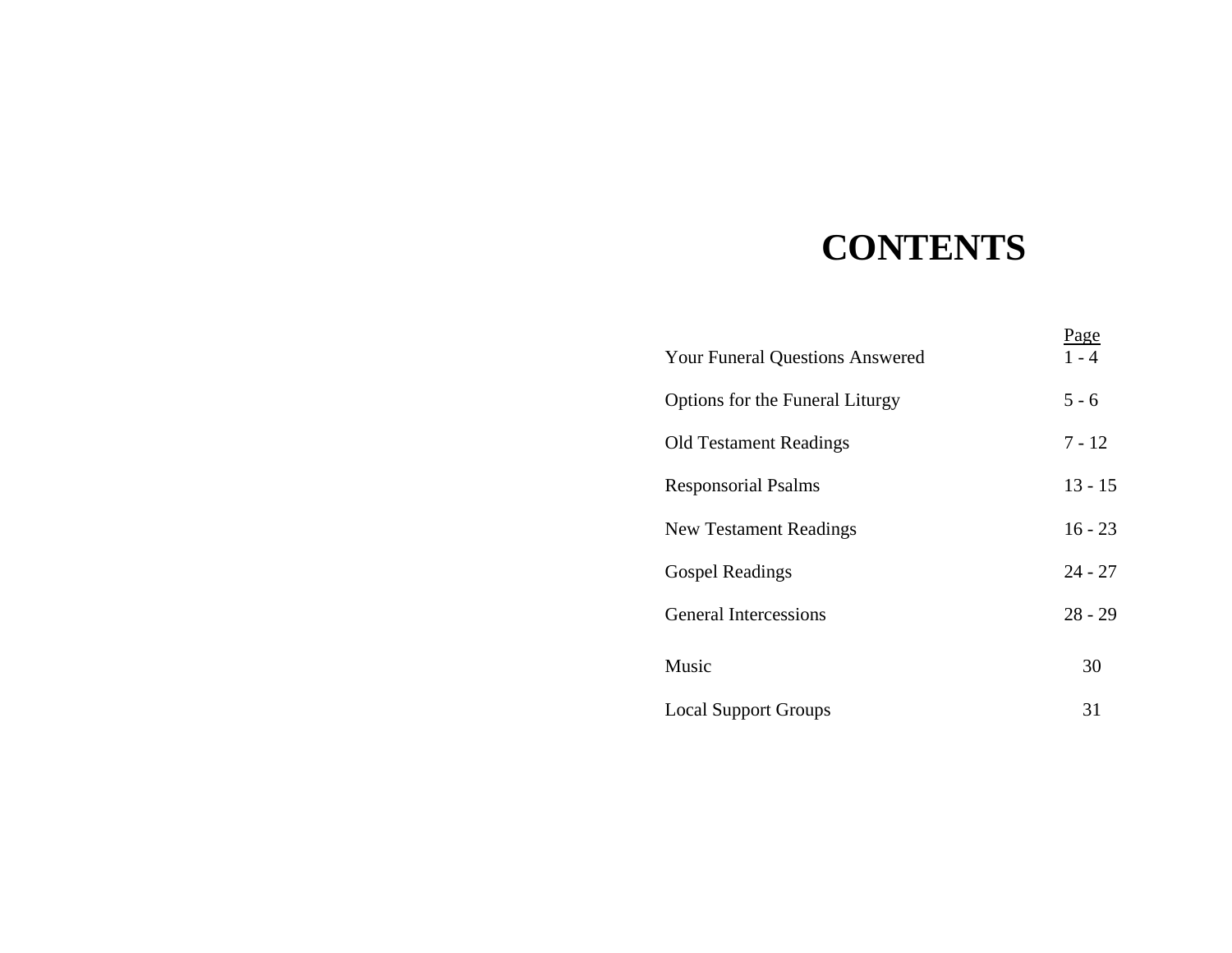# CONTENTS

| | Page |
|---|---|
| Your Funeral Questions Answered | 1 - 4 |
| Options for the Funeral Liturgy | 5 - 6 |
| Old Testament Readings | 7 - 12 |
| Responsorial Psalms | 13 - 15 |
| New Testament Readings | 16 - 23 |
| Gospel Readings | 24 - 27 |
| General Intercessions | 28 - 29 |
| Music | 30 |
| Local Support Groups | 31 |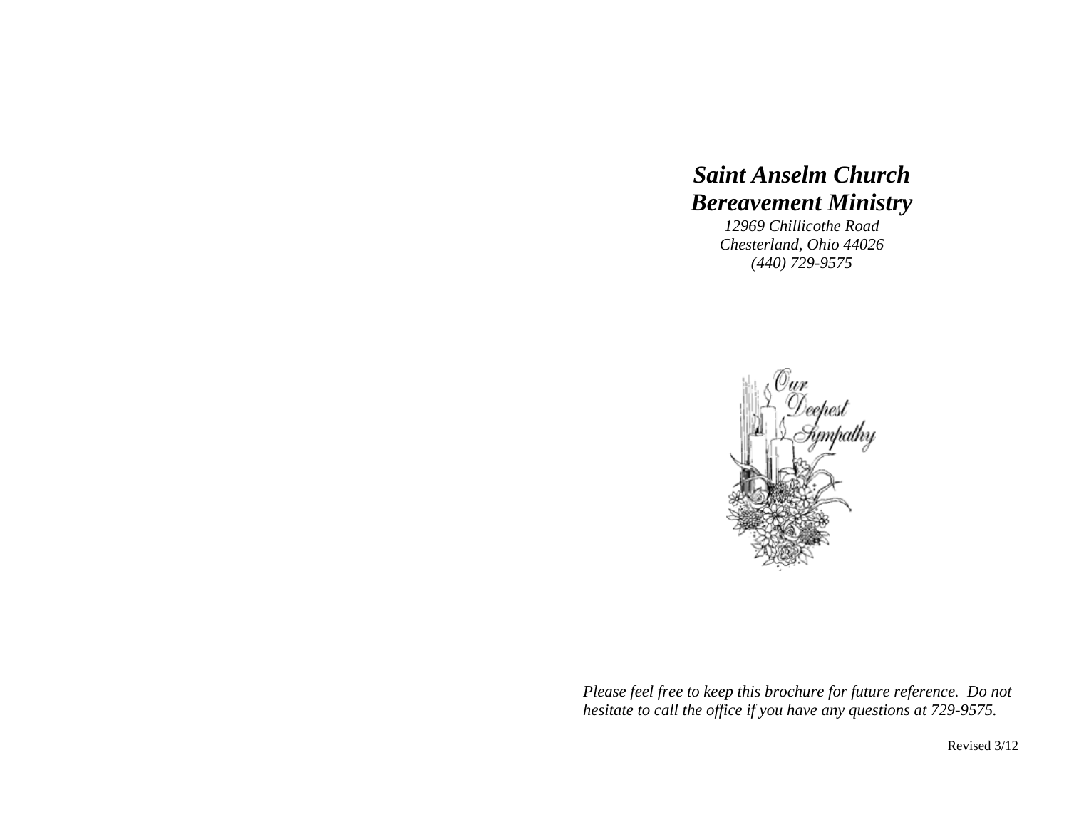# *Saint Anselm Church*
# *Bereavement Ministry*

*12969 Chillicothe Road*
*Chesterland, Ohio 44026*
*(440) 729-9575*

*Please feel free to keep this brochure for future reference. Do not hesitate to call the office if you have any questions at 729-9575.*

Revised 3/12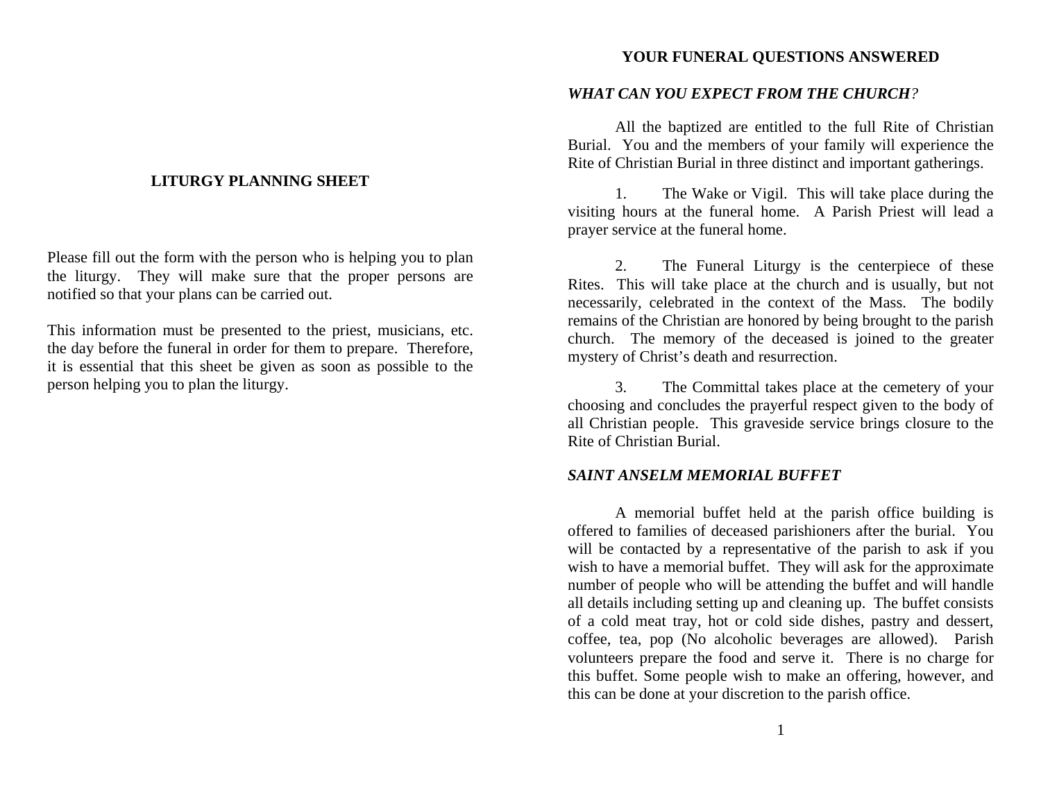## LITURGY PLANNING SHEET

Please fill out the form with the person who is helping you to plan the liturgy. They will make sure that the proper persons are notified so that your plans can be carried out.

This information must be presented to the priest, musicians, etc. the day before the funeral in order for them to prepare. Therefore, it is essential that this sheet be given as soon as possible to the person helping you to plan the liturgy.

## YOUR FUNERAL QUESTIONS ANSWERED

### *WHAT CAN YOU EXPECT FROM THE CHURCH?*

All the baptized are entitled to the full Rite of Christian Burial. You and the members of your family will experience the Rite of Christian Burial in three distinct and important gatherings.

1. The Wake or Vigil. This will take place during the visiting hours at the funeral home. A Parish Priest will lead a prayer service at the funeral home.

2. The Funeral Liturgy is the centerpiece of these Rites. This will take place at the church and is usually, but not necessarily, celebrated in the context of the Mass. The bodily remains of the Christian are honored by being brought to the parish church. The memory of the deceased is joined to the greater mystery of Christ's death and resurrection.

3. The Committal takes place at the cemetery of your choosing and concludes the prayerful respect given to the body of all Christian people. This graveside service brings closure to the Rite of Christian Burial.

### *SAINT ANSELM MEMORIAL BUFFET*

A memorial buffet held at the parish office building is offered to families of deceased parishioners after the burial. You will be contacted by a representative of the parish to ask if you wish to have a memorial buffet. They will ask for the approximate number of people who will be attending the buffet and will handle all details including setting up and cleaning up. The buffet consists of a cold meat tray, hot or cold side dishes, pastry and dessert, coffee, tea, pop (No alcoholic beverages are allowed). Parish volunteers prepare the food and serve it. There is no charge for this buffet. Some people wish to make an offering, however, and this can be done at your discretion to the parish office.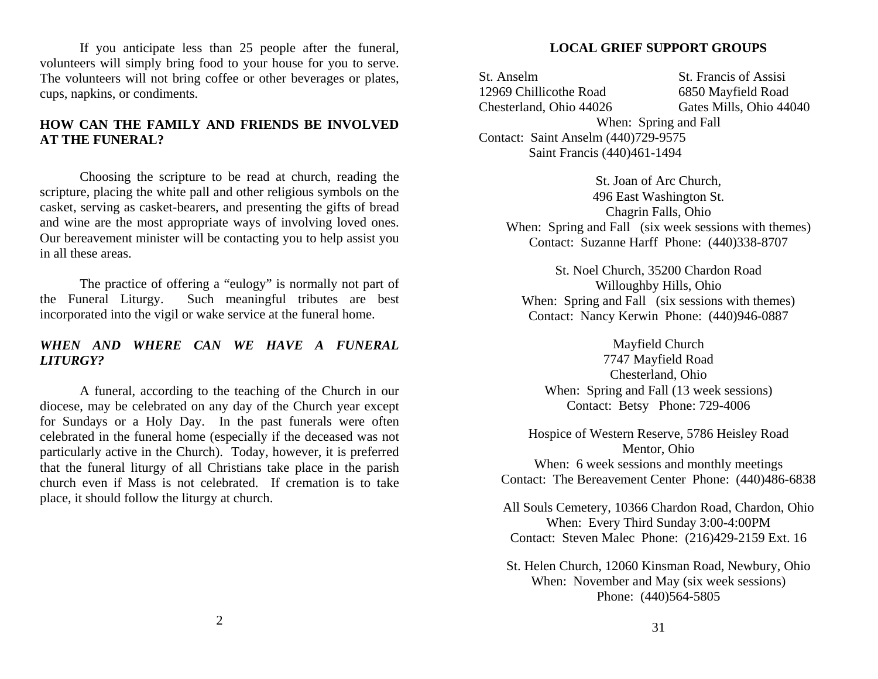If you anticipate less than 25 people after the funeral, volunteers will simply bring food to your house for you to serve. The volunteers will not bring coffee or other beverages or plates, cups, napkins, or condiments.

## HOW CAN THE FAMILY AND FRIENDS BE INVOLVED AT THE FUNERAL?

Choosing the scripture to be read at church, reading the scripture, placing the white pall and other religious symbols on the casket, serving as casket-bearers, and presenting the gifts of bread and wine are the most appropriate ways of involving loved ones. Our bereavement minister will be contacting you to help assist you in all these areas.

The practice of offering a "eulogy" is normally not part of the Funeral Liturgy. Such meaningful tributes are best incorporated into the vigil or wake service at the funeral home.

## *WHEN AND WHERE CAN WE HAVE A FUNERAL LITURGY?*

A funeral, according to the teaching of the Church in our diocese, may be celebrated on any day of the Church year except for Sundays or a Holy Day. In the past funerals were often celebrated in the funeral home (especially if the deceased was not particularly active in the Church). Today, however, it is preferred that the funeral liturgy of all Christians take place in the parish church even if Mass is not celebrated. If cremation is to take place, it should follow the liturgy at church.

## LOCAL GRIEF SUPPORT GROUPS

| St. Anselm | St. Francis of Assisi |
|---|---|
| 12969 Chillicothe Road | 6850 Mayfield Road |
| Chesterland, Ohio 44026 | Gates Mills, Ohio 44040 |

When: Spring and Fall
Contact: Saint Anselm (440)729-9575
Saint Francis (440)461-1494

St. Joan of Arc Church,
496 East Washington St.
Chagrin Falls, Ohio
When: Spring and Fall (six week sessions with themes)
Contact: Suzanne Harff Phone: (440)338-8707

St. Noel Church, 35200 Chardon Road
Willoughby Hills, Ohio
When: Spring and Fall (six sessions with themes)
Contact: Nancy Kerwin Phone: (440)946-0887

Mayfield Church
7747 Mayfield Road
Chesterland, Ohio
When: Spring and Fall (13 week sessions)
Contact: Betsy Phone: 729-4006

Hospice of Western Reserve, 5786 Heisley Road
Mentor, Ohio
When: 6 week sessions and monthly meetings
Contact: The Bereavement Center Phone: (440)486-6838

All Souls Cemetery, 10366 Chardon Road, Chardon, Ohio
When: Every Third Sunday 3:00-4:00PM
Contact: Steven Malec Phone: (216)429-2159 Ext. 16

St. Helen Church, 12060 Kinsman Road, Newbury, Ohio
When: November and May (six week sessions)
Phone: (440)564-5805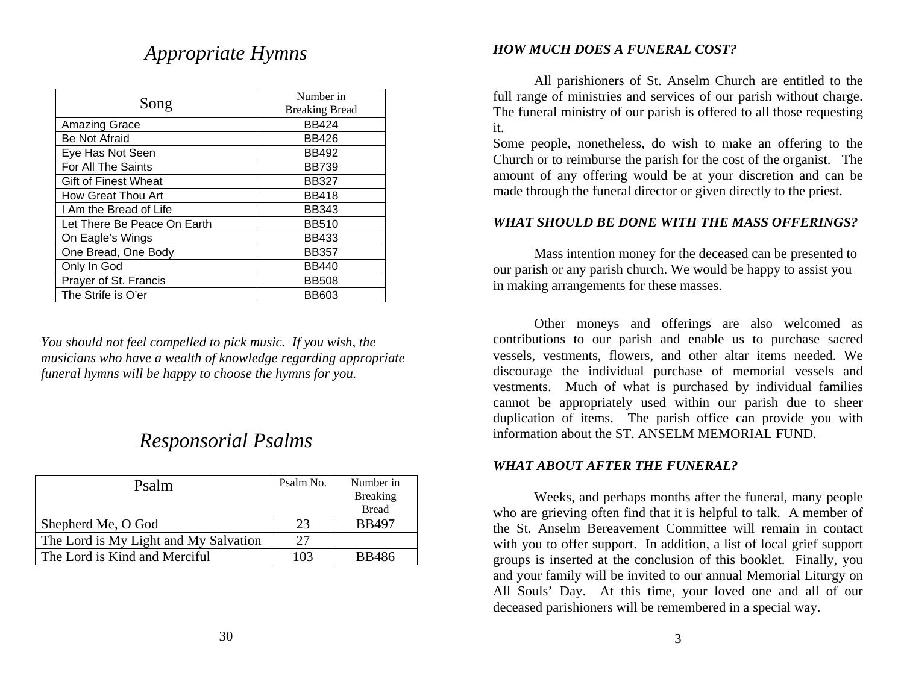## *Appropriate Hymns*

| Song | Number in Breaking Bread |
|---|---|
| Amazing Grace | BB424 |
| Be Not Afraid | BB426 |
| Eye Has Not Seen | BB492 |
| For All The Saints | BB739 |
| Gift of Finest Wheat | BB327 |
| How Great Thou Art | BB418 |
| I Am the Bread of Life | BB343 |
| Let There Be Peace On Earth | BB510 |
| On Eagle's Wings | BB433 |
| One Bread, One Body | BB357 |
| Only In God | BB440 |
| Prayer of St. Francis | BB508 |
| The Strife is O'er | BB603 |

*You should not feel compelled to pick music. If you wish, the musicians who have a wealth of knowledge regarding appropriate funeral hymns will be happy to choose the hymns for you.*

## *Responsorial Psalms*

| Psalm | Psalm No. | Number in Breaking Bread |
|---|---|---|
| Shepherd Me, O God | 23 | BB497 |
| The Lord is My Light and My Salvation | 27 | |
| The Lord is Kind and Merciful | 103 | BB486 |

***HOW MUCH DOES A FUNERAL COST?***

All parishioners of St. Anselm Church are entitled to the full range of ministries and services of our parish without charge. The funeral ministry of our parish is offered to all those requesting it.

Some people, nonetheless, do wish to make an offering to the Church or to reimburse the parish for the cost of the organist. The amount of any offering would be at your discretion and can be made through the funeral director or given directly to the priest.

***WHAT SHOULD BE DONE WITH THE MASS OFFERINGS?***

Mass intention money for the deceased can be presented to our parish or any parish church. We would be happy to assist you in making arrangements for these masses.

Other moneys and offerings are also welcomed as contributions to our parish and enable us to purchase sacred vessels, vestments, flowers, and other altar items needed. We discourage the individual purchase of memorial vessels and vestments. Much of what is purchased by individual families cannot be appropriately used within our parish due to sheer duplication of items. The parish office can provide you with information about the ST. ANSELM MEMORIAL FUND.

***WHAT ABOUT AFTER THE FUNERAL?***

Weeks, and perhaps months after the funeral, many people who are grieving often find that it is helpful to talk. A member of the St. Anselm Bereavement Committee will remain in contact with you to offer support. In addition, a list of local grief support groups is inserted at the conclusion of this booklet. Finally, you and your family will be invited to our annual Memorial Liturgy on All Souls' Day. At this time, your loved one and all of our deceased parishioners will be remembered in a special way.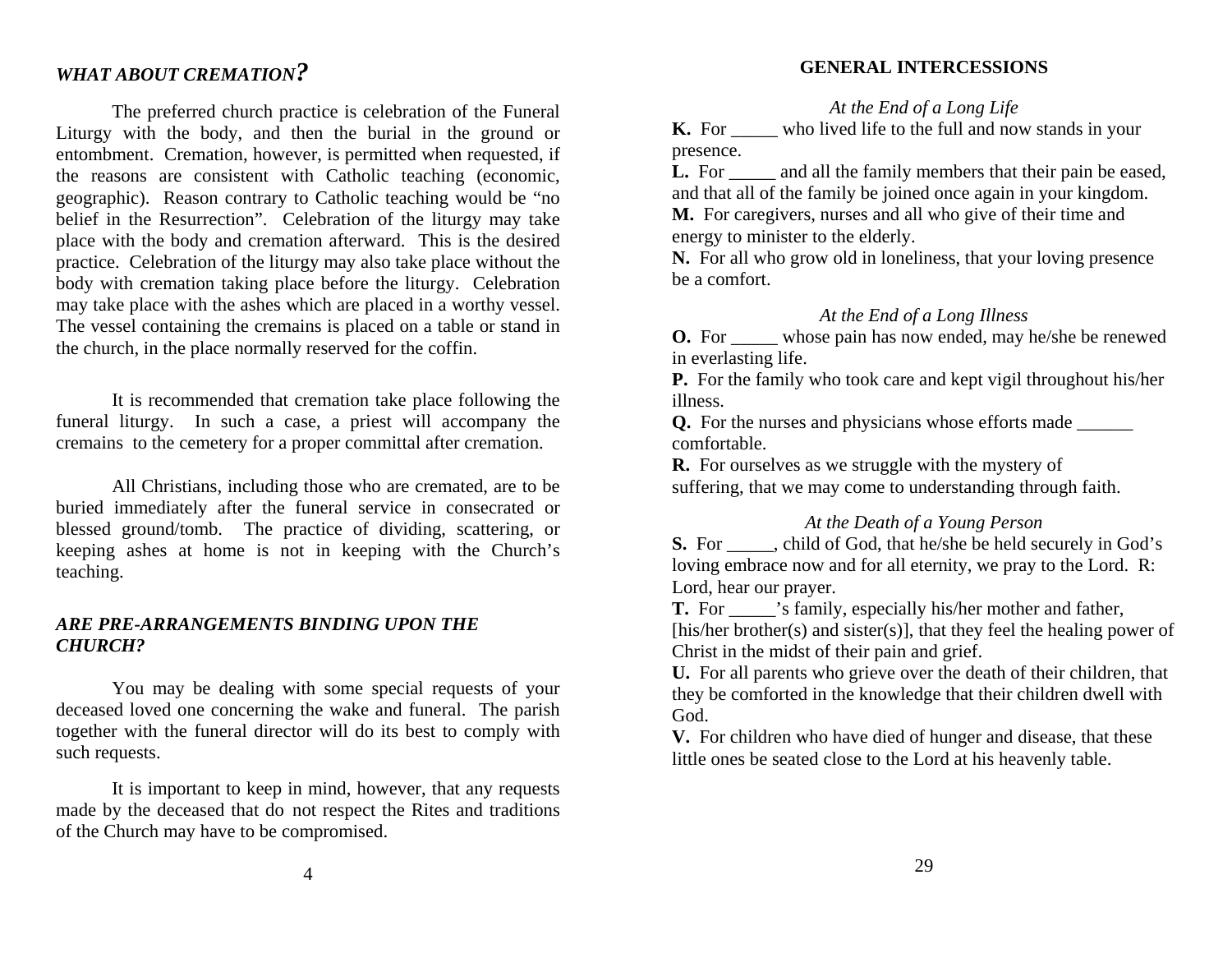### *WHAT ABOUT CREMATION?*

The preferred church practice is celebration of the Funeral Liturgy with the body, and then the burial in the ground or entombment. Cremation, however, is permitted when requested, if the reasons are consistent with Catholic teaching (economic, geographic). Reason contrary to Catholic teaching would be "no belief in the Resurrection". Celebration of the liturgy may take place with the body and cremation afterward. This is the desired practice. Celebration of the liturgy may also take place without the body with cremation taking place before the liturgy. Celebration may take place with the ashes which are placed in a worthy vessel. The vessel containing the cremains is placed on a table or stand in the church, in the place normally reserved for the coffin.

It is recommended that cremation take place following the funeral liturgy. In such a case, a priest will accompany the cremains to the cemetery for a proper committal after cremation.

All Christians, including those who are cremated, are to be buried immediately after the funeral service in consecrated or blessed ground/tomb. The practice of dividing, scattering, or keeping ashes at home is not in keeping with the Church's teaching.

### *ARE PRE-ARRANGEMENTS BINDING UPON THE CHURCH?*

You may be dealing with some special requests of your deceased loved one concerning the wake and funeral. The parish together with the funeral director will do its best to comply with such requests.

It is important to keep in mind, however, that any requests made by the deceased that do not respect the Rites and traditions of the Church may have to be compromised.

## GENERAL INTERCESSIONS

*At the End of a Long Life*

**K.** For _____ who lived life to the full and now stands in your presence.

**L.** For _____ and all the family members that their pain be eased, and that all of the family be joined once again in your kingdom.

**M.** For caregivers, nurses and all who give of their time and energy to minister to the elderly.

**N.** For all who grow old in loneliness, that your loving presence be a comfort.

*At the End of a Long Illness*

**O.** For _____ whose pain has now ended, may he/she be renewed in everlasting life.

**P.** For the family who took care and kept vigil throughout his/her illness.

**Q.** For the nurses and physicians whose efforts made ______ comfortable.

**R.** For ourselves as we struggle with the mystery of suffering, that we may come to understanding through faith.

*At the Death of a Young Person*

**S.** For _____, child of God, that he/she be held securely in God's loving embrace now and for all eternity, we pray to the Lord. R: Lord, hear our prayer.

**T.** For _____'s family, especially his/her mother and father, [his/her brother(s) and sister(s)], that they feel the healing power of Christ in the midst of their pain and grief.

**U.** For all parents who grieve over the death of their children, that they be comforted in the knowledge that their children dwell with God.

**V.** For children who have died of hunger and disease, that these little ones be seated close to the Lord at his heavenly table.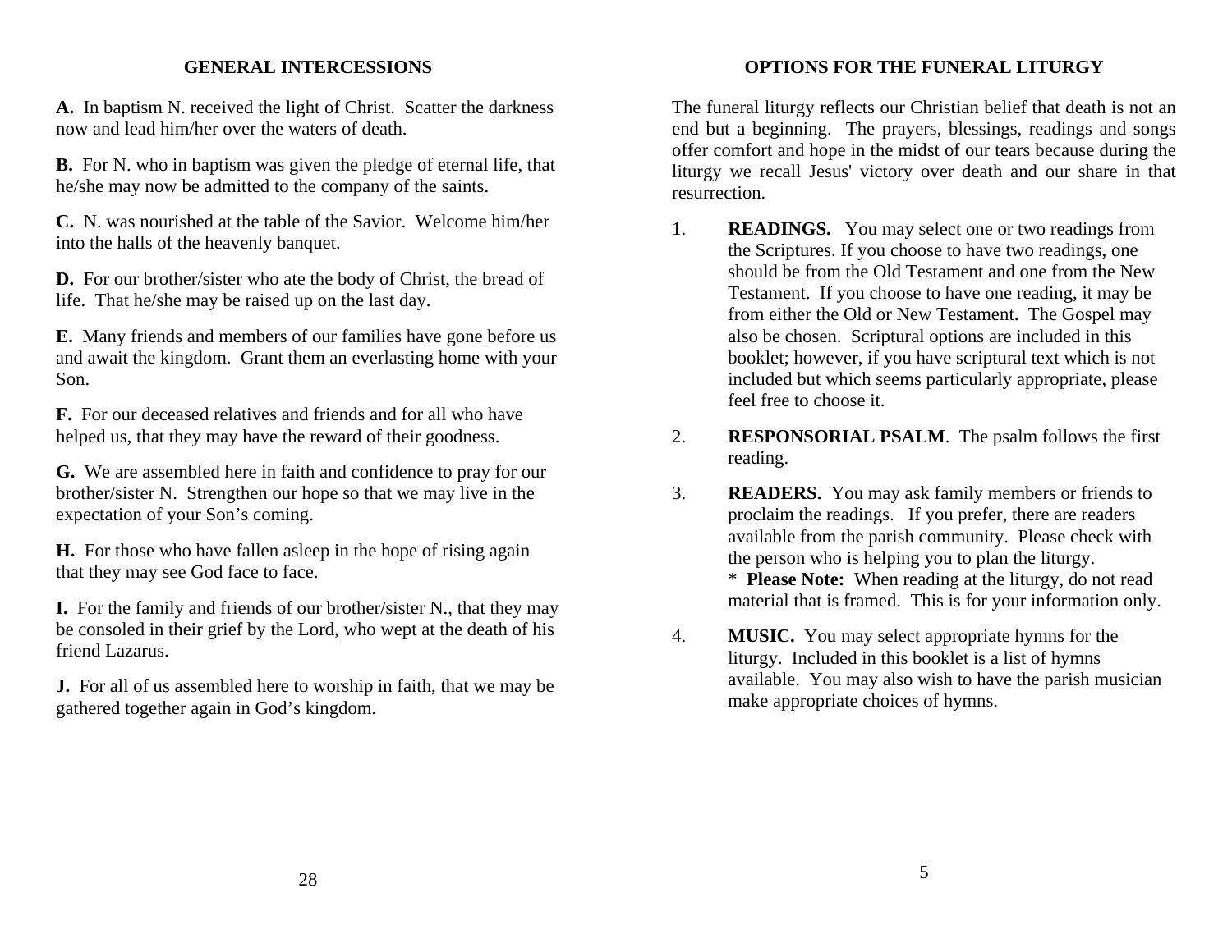## GENERAL INTERCESSIONS

**A.** In baptism N. received the light of Christ. Scatter the darkness now and lead him/her over the waters of death.

**B.** For N. who in baptism was given the pledge of eternal life, that he/she may now be admitted to the company of the saints.

**C.** N. was nourished at the table of the Savior. Welcome him/her into the halls of the heavenly banquet.

**D.** For our brother/sister who ate the body of Christ, the bread of life. That he/she may be raised up on the last day.

**E.** Many friends and members of our families have gone before us and await the kingdom. Grant them an everlasting home with your Son.

**F.** For our deceased relatives and friends and for all who have helped us, that they may have the reward of their goodness.

**G.** We are assembled here in faith and confidence to pray for our brother/sister N. Strengthen our hope so that we may live in the expectation of your Son's coming.

**H.** For those who have fallen asleep in the hope of rising again that they may see God face to face.

**I.** For the family and friends of our brother/sister N., that they may be consoled in their grief by the Lord, who wept at the death of his friend Lazarus.

**J.** For all of us assembled here to worship in faith, that we may be gathered together again in God's kingdom.

## OPTIONS FOR THE FUNERAL LITURGY

The funeral liturgy reflects our Christian belief that death is not an end but a beginning. The prayers, blessings, readings and songs offer comfort and hope in the midst of our tears because during the liturgy we recall Jesus' victory over death and our share in that resurrection.

1. **READINGS.** You may select one or two readings from the Scriptures. If you choose to have two readings, one should be from the Old Testament and one from the New Testament. If you choose to have one reading, it may be from either the Old or New Testament. The Gospel may also be chosen. Scriptural options are included in this booklet; however, if you have scriptural text which is not included but which seems particularly appropriate, please feel free to choose it.

2. **RESPONSORIAL PSALM**. The psalm follows the first reading.

3. **READERS.** You may ask family members or friends to proclaim the readings. If you prefer, there are readers available from the parish community. Please check with the person who is helping you to plan the liturgy.
   * **Please Note:** When reading at the liturgy, do not read material that is framed. This is for your information only.

4. **MUSIC.** You may select appropriate hymns for the liturgy. Included in this booklet is a list of hymns available. You may also wish to have the parish musician make appropriate choices of hymns.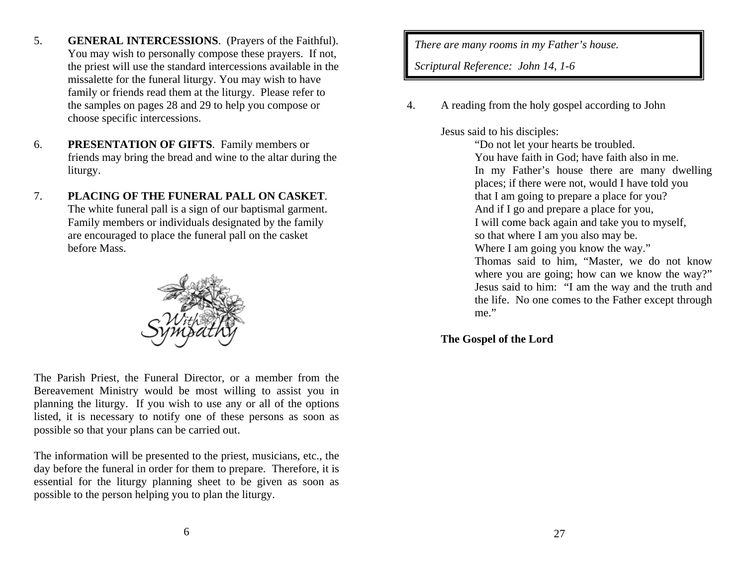5. **GENERAL INTERCESSIONS**. (Prayers of the Faithful). You may wish to personally compose these prayers. If not, the priest will use the standard intercessions available in the missalette for the funeral liturgy. You may wish to have family or friends read them at the liturgy. Please refer to the samples on pages 28 and 29 to help you compose or choose specific intercessions.

6. **PRESENTATION OF GIFTS**. Family members or friends may bring the bread and wine to the altar during the liturgy.

7. **PLACING OF THE FUNERAL PALL ON CASKET**. The white funeral pall is a sign of our baptismal garment. Family members or individuals designated by the family are encouraged to place the funeral pall on the casket before Mass.

With Sympathy

The Parish Priest, the Funeral Director, or a member from the Bereavement Ministry would be most willing to assist you in planning the liturgy. If you wish to use any or all of the options listed, it is necessary to notify one of these persons as soon as possible so that your plans can be carried out.

The information will be presented to the priest, musicians, etc., the day before the funeral in order for them to prepare. Therefore, it is essential for the liturgy planning sheet to be given as soon as possible to the person helping you to plan the liturgy.

*There are many rooms in my Father's house.*

*Scriptural Reference: John 14, 1-6*

4. A reading from the holy gospel according to John

Jesus said to his disciples:

"Do not let your hearts be troubled.
You have faith in God; have faith also in me.
In my Father's house there are many dwelling places; if there were not, would I have told you
that I am going to prepare a place for you?
And if I go and prepare a place for you,
I will come back again and take you to myself,
so that where I am you also may be.
Where I am going you know the way."
Thomas said to him, "Master, we do not know where you are going; how can we know the way?"
Jesus said to him: "I am the way and the truth and the life. No one comes to the Father except through me."

**The Gospel of the Lord**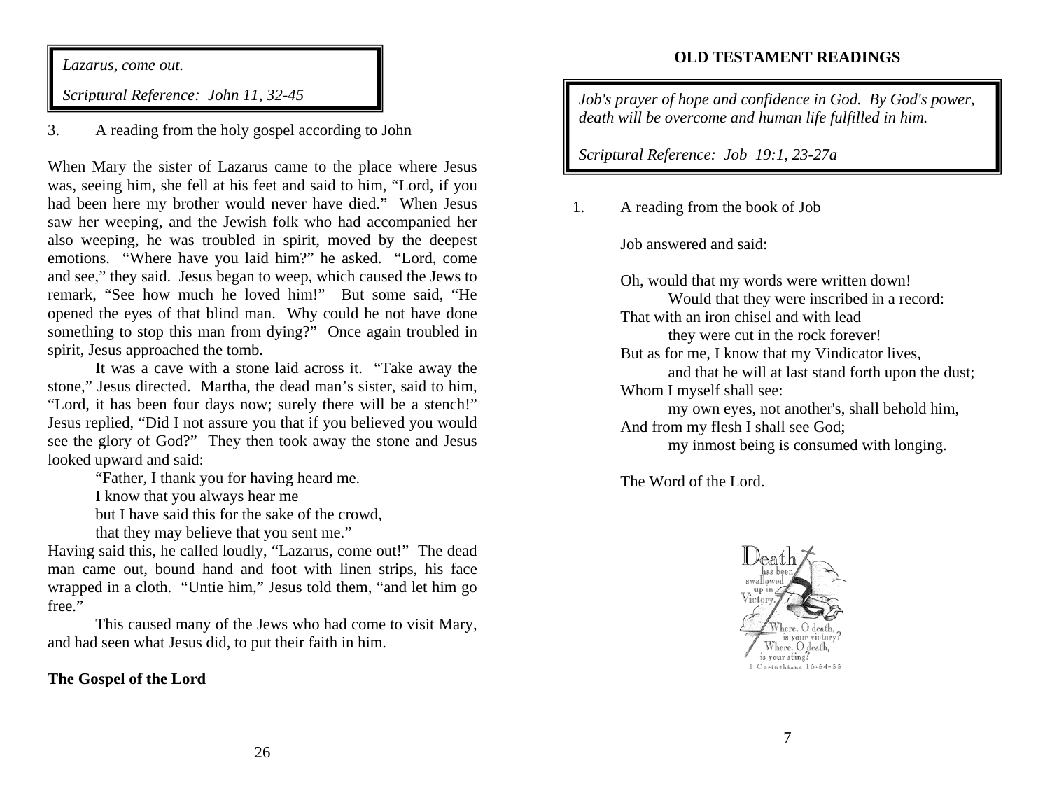*Lazarus, come out.*

*Scriptural Reference: John 11, 32-45*

3. A reading from the holy gospel according to John

When Mary the sister of Lazarus came to the place where Jesus was, seeing him, she fell at his feet and said to him, "Lord, if you had been here my brother would never have died." When Jesus saw her weeping, and the Jewish folk who had accompanied her also weeping, he was troubled in spirit, moved by the deepest emotions. "Where have you laid him?" he asked. "Lord, come and see," they said. Jesus began to weep, which caused the Jews to remark, "See how much he loved him!" But some said, "He opened the eyes of that blind man. Why could he not have done something to stop this man from dying?" Once again troubled in spirit, Jesus approached the tomb.

It was a cave with a stone laid across it. "Take away the stone," Jesus directed. Martha, the dead man's sister, said to him, "Lord, it has been four days now; surely there will be a stench!" Jesus replied, "Did I not assure you that if you believed you would see the glory of God?" They then took away the stone and Jesus looked upward and said:

"Father, I thank you for having heard me.
I know that you always hear me
but I have said this for the sake of the crowd,
that they may believe that you sent me."

Having said this, he called loudly, "Lazarus, come out!" The dead man came out, bound hand and foot with linen strips, his face wrapped in a cloth. "Untie him," Jesus told them, "and let him go free."

This caused many of the Jews who had come to visit Mary, and had seen what Jesus did, to put their faith in him.

**The Gospel of the Lord**

## OLD TESTAMENT READINGS

*Job's prayer of hope and confidence in God. By God's power, death will be overcome and human life fulfilled in him.*

*Scriptural Reference: Job 19:1, 23-27a*

1. A reading from the book of Job

Job answered and said:

Oh, would that my words were written down!
Would that they were inscribed in a record:
That with an iron chisel and with lead
they were cut in the rock forever!
But as for me, I know that my Vindicator lives,
and that he will at last stand forth upon the dust;
Whom I myself shall see:
my own eyes, not another's, shall behold him,
And from my flesh I shall see God;
my inmost being is consumed with longing.

The Word of the Lord.

Death has been swallowed up in Victory.
Where, O death, is your victory?
Where, O death, is your sting?
1 Corinthians 15:54-55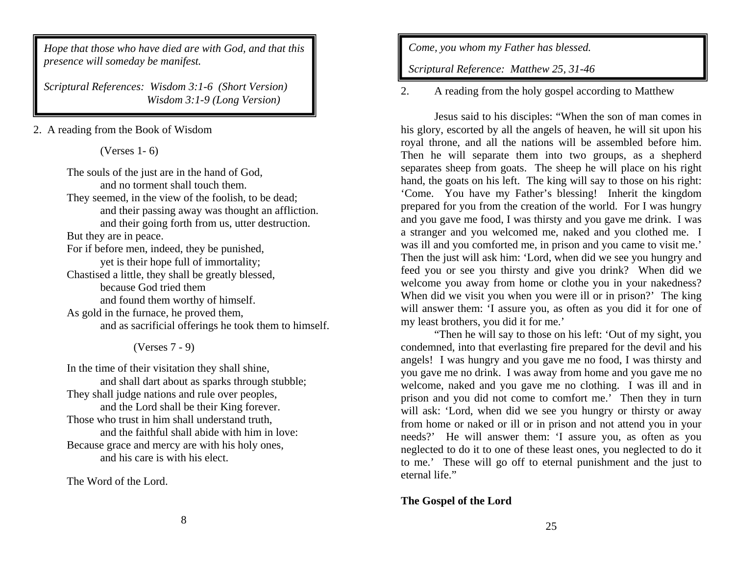*Hope that those who have died are with God, and that this presence will someday be manifest.*

*Scriptural References: Wisdom 3:1-6 (Short Version)*
*Wisdom 3:1-9 (Long Version)*

2. A reading from the Book of Wisdom

(Verses 1- 6)

The souls of the just are in the hand of God,
and no torment shall touch them.
They seemed, in the view of the foolish, to be dead;
and their passing away was thought an affliction.
and their going forth from us, utter destruction.
But they are in peace.
For if before men, indeed, they be punished,
yet is their hope full of immortality;
Chastised a little, they shall be greatly blessed,
because God tried them
and found them worthy of himself.
As gold in the furnace, he proved them,
and as sacrificial offerings he took them to himself.

(Verses 7 - 9)

In the time of their visitation they shall shine,
and shall dart about as sparks through stubble;
They shall judge nations and rule over peoples,
and the Lord shall be their King forever.
Those who trust in him shall understand truth,
and the faithful shall abide with him in love:
Because grace and mercy are with his holy ones,
and his care is with his elect.

The Word of the Lord.

*Come, you whom my Father has blessed.*

*Scriptural Reference: Matthew 25, 31-46*

2. A reading from the holy gospel according to Matthew

Jesus said to his disciples: "When the son of man comes in his glory, escorted by all the angels of heaven, he will sit upon his royal throne, and all the nations will be assembled before him. Then he will separate them into two groups, as a shepherd separates sheep from goats. The sheep he will place on his right hand, the goats on his left. The king will say to those on his right: 'Come. You have my Father's blessing! Inherit the kingdom prepared for you from the creation of the world. For I was hungry and you gave me food, I was thirsty and you gave me drink. I was a stranger and you welcomed me, naked and you clothed me. I was ill and you comforted me, in prison and you came to visit me.' Then the just will ask him: 'Lord, when did we see you hungry and feed you or see you thirsty and give you drink? When did we welcome you away from home or clothe you in your nakedness? When did we visit you when you were ill or in prison?' The king will answer them: 'I assure you, as often as you did it for one of my least brothers, you did it for me.'

"Then he will say to those on his left: 'Out of my sight, you condemned, into that everlasting fire prepared for the devil and his angels! I was hungry and you gave me no food, I was thirsty and you gave me no drink. I was away from home and you gave me no welcome, naked and you gave me no clothing. I was ill and in prison and you did not come to comfort me.' Then they in turn will ask: 'Lord, when did we see you hungry or thirsty or away from home or naked or ill or in prison and not attend you in your needs?' He will answer them: 'I assure you, as often as you neglected to do it to one of these least ones, you neglected to do it to me.' These will go off to eternal punishment and the just to eternal life."

**The Gospel of the Lord**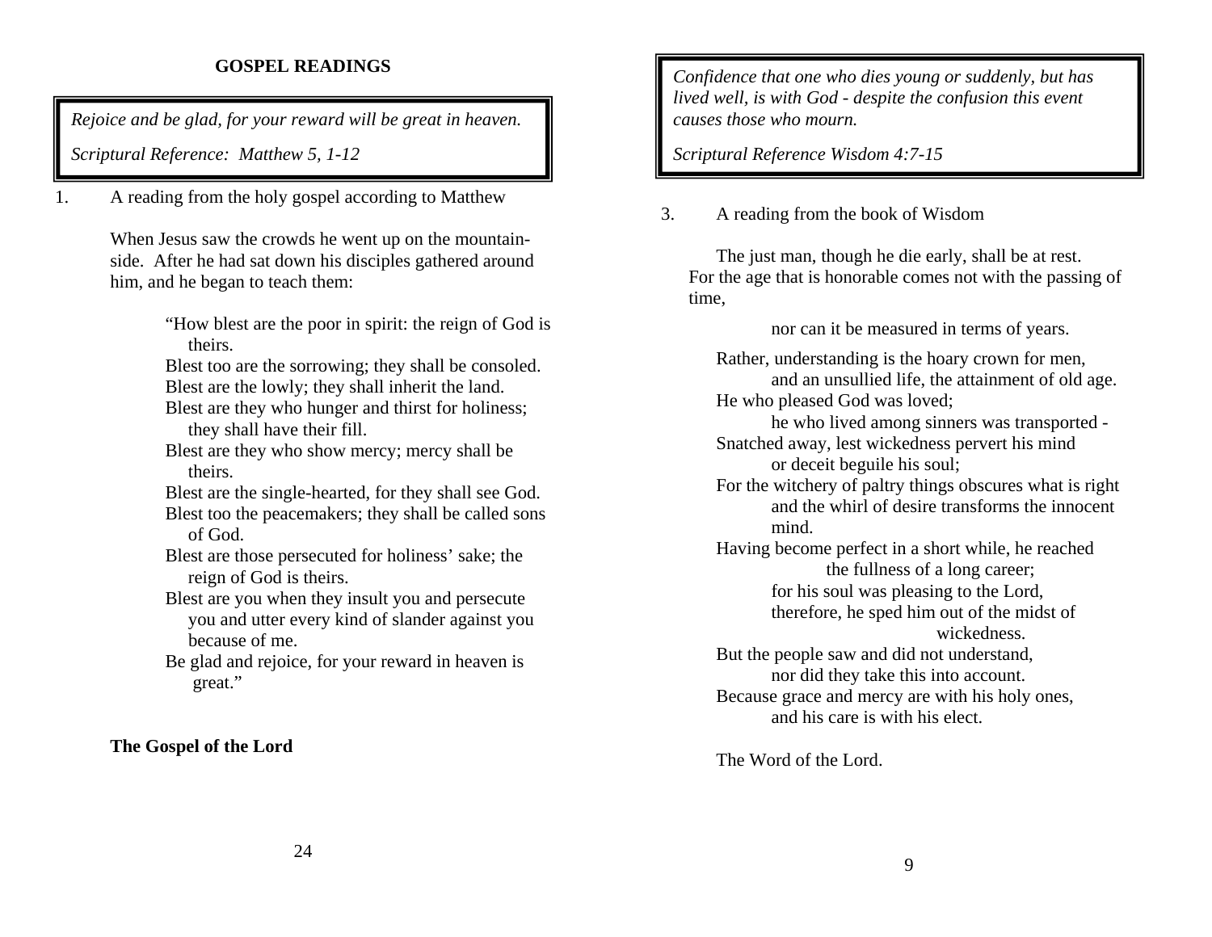## GOSPEL READINGS

*Rejoice and be glad, for your reward will be great in heaven.*

*Scriptural Reference: Matthew 5, 1-12*

1. A reading from the holy gospel according to Matthew

When Jesus saw the crowds he went up on the mountain-side. After he had sat down his disciples gathered around him, and he began to teach them:

"How blest are the poor in spirit: the reign of God is theirs.
Blest too are the sorrowing; they shall be consoled.
Blest are the lowly; they shall inherit the land.
Blest are they who hunger and thirst for holiness; they shall have their fill.
Blest are they who show mercy; mercy shall be theirs.
Blest are the single-hearted, for they shall see God.
Blest too the peacemakers; they shall be called sons of God.
Blest are those persecuted for holiness' sake; the reign of God is theirs.
Blest are you when they insult you and persecute you and utter every kind of slander against you because of me.
Be glad and rejoice, for your reward in heaven is great."

**The Gospel of the Lord**

*Confidence that one who dies young or suddenly, but has lived well, is with God - despite the confusion this event causes those who mourn.*

*Scriptural Reference Wisdom 4:7-15*

3. A reading from the book of Wisdom

The just man, though he die early, shall be at rest.
For the age that is honorable comes not with the passing of time,
nor can it be measured in terms of years.

Rather, understanding is the hoary crown for men,
and an unsullied life, the attainment of old age.
He who pleased God was loved;
he who lived among sinners was transported -
Snatched away, lest wickedness pervert his mind
or deceit beguile his soul;
For the witchery of paltry things obscures what is right
and the whirl of desire transforms the innocent mind.
Having become perfect in a short while, he reached
the fullness of a long career;
for his soul was pleasing to the Lord,
therefore, he sped him out of the midst of wickedness.
But the people saw and did not understand,
nor did they take this into account.
Because grace and mercy are with his holy ones,
and his care is with his elect.

The Word of the Lord.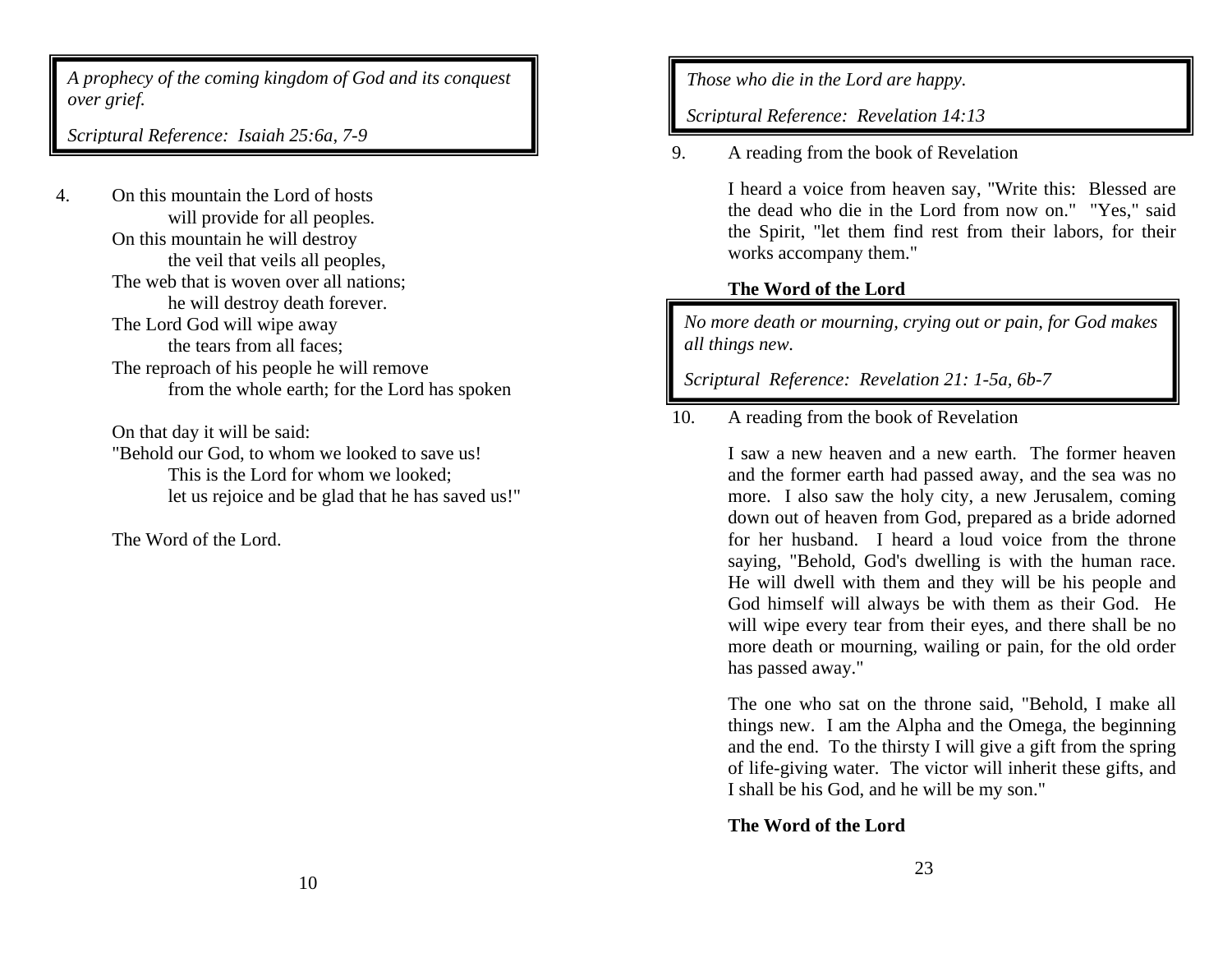*A prophecy of the coming kingdom of God and its conquest over grief.*

*Scriptural Reference: Isaiah 25:6a, 7-9*

4. On this mountain the Lord of hosts
   will provide for all peoples.
   On this mountain he will destroy
   the veil that veils all peoples,
   The web that is woven over all nations;
   he will destroy death forever.
   The Lord God will wipe away
   the tears from all faces;
   The reproach of his people he will remove
   from the whole earth; for the Lord has spoken

   On that day it will be said:
   "Behold our God, to whom we looked to save us!
   This is the Lord for whom we looked;
   let us rejoice and be glad that he has saved us!"

   The Word of the Lord.

*Those who die in the Lord are happy.*

*Scriptural Reference: Revelation 14:13*

9. A reading from the book of Revelation

   I heard a voice from heaven say, "Write this: Blessed are the dead who die in the Lord from now on." "Yes," said the Spirit, "let them find rest from their labors, for their works accompany them."

   **The Word of the Lord**

*No more death or mourning, crying out or pain, for God makes all things new.*

*Scriptural Reference: Revelation 21: 1-5a, 6b-7*

10. A reading from the book of Revelation

    I saw a new heaven and a new earth. The former heaven and the former earth had passed away, and the sea was no more. I also saw the holy city, a new Jerusalem, coming down out of heaven from God, prepared as a bride adorned for her husband. I heard a loud voice from the throne saying, "Behold, God's dwelling is with the human race. He will dwell with them and they will be his people and God himself will always be with them as their God. He will wipe every tear from their eyes, and there shall be no more death or mourning, wailing or pain, for the old order has passed away."

    The one who sat on the throne said, "Behold, I make all things new. I am the Alpha and the Omega, the beginning and the end. To the thirsty I will give a gift from the spring of life-giving water. The victor will inherit these gifts, and I shall be his God, and he will be my son."

    **The Word of the Lord**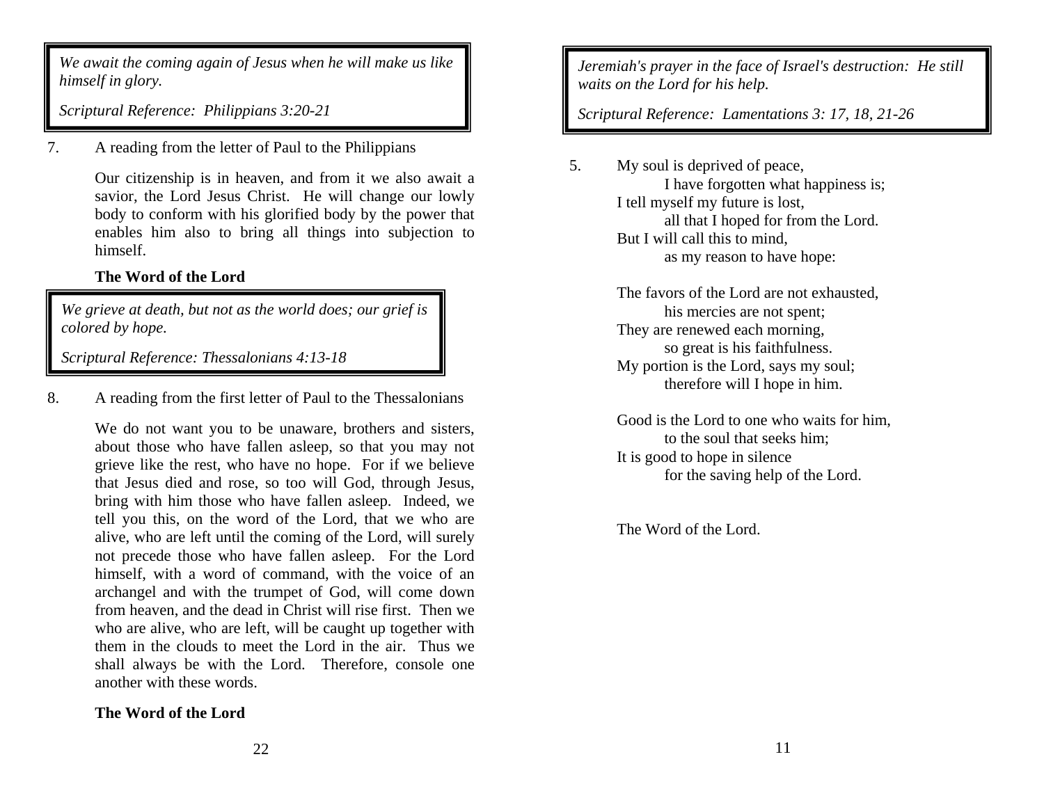*We await the coming again of Jesus when he will make us like himself in glory.*

*Scriptural Reference: Philippians 3:20-21*

7. A reading from the letter of Paul to the Philippians

Our citizenship is in heaven, and from it we also await a savior, the Lord Jesus Christ. He will change our lowly body to conform with his glorified body by the power that enables him also to bring all things into subjection to himself.

**The Word of the Lord**

*We grieve at death, but not as the world does; our grief is colored by hope.*

*Scriptural Reference: Thessalonians 4:13-18*

8. A reading from the first letter of Paul to the Thessalonians

We do not want you to be unaware, brothers and sisters, about those who have fallen asleep, so that you may not grieve like the rest, who have no hope. For if we believe that Jesus died and rose, so too will God, through Jesus, bring with him those who have fallen asleep. Indeed, we tell you this, on the word of the Lord, that we who are alive, who are left until the coming of the Lord, will surely not precede those who have fallen asleep. For the Lord himself, with a word of command, with the voice of an archangel and with the trumpet of God, will come down from heaven, and the dead in Christ will rise first. Then we who are alive, who are left, will be caught up together with them in the clouds to meet the Lord in the air. Thus we shall always be with the Lord. Therefore, console one another with these words.

**The Word of the Lord**

*Jeremiah's prayer in the face of Israel's destruction: He still waits on the Lord for his help.*

*Scriptural Reference: Lamentations 3: 17, 18, 21-26*

5. My soul is deprived of peace,
   I have forgotten what happiness is;
   I tell myself my future is lost,
   all that I hoped for from the Lord.
   But I will call this to mind,
   as my reason to have hope:

   The favors of the Lord are not exhausted,
   his mercies are not spent;
   They are renewed each morning,
   so great is his faithfulness.
   My portion is the Lord, says my soul;
   therefore will I hope in him.

   Good is the Lord to one who waits for him,
   to the soul that seeks him;
   It is good to hope in silence
   for the saving help of the Lord.

   The Word of the Lord.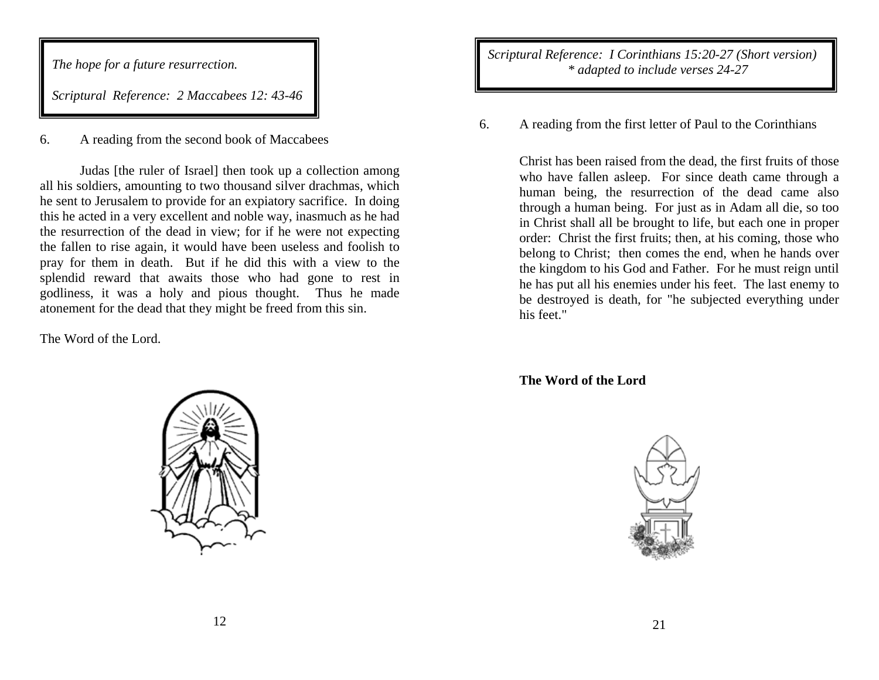*The hope for a future resurrection.*

*Scriptural Reference: 2 Maccabees 12: 43-46*

6. A reading from the second book of Maccabees

Judas [the ruler of Israel] then took up a collection among all his soldiers, amounting to two thousand silver drachmas, which he sent to Jerusalem to provide for an expiatory sacrifice. In doing this he acted in a very excellent and noble way, inasmuch as he had the resurrection of the dead in view; for if he were not expecting the fallen to rise again, it would have been useless and foolish to pray for them in death. But if he did this with a view to the splendid reward that awaits those who had gone to rest in godliness, it was a holy and pious thought. Thus he made atonement for the dead that they might be freed from this sin.

The Word of the Lord.

*Scriptural Reference: I Corinthians 15:20-27 (Short version)*
*\* adapted to include verses 24-27*

6. A reading from the first letter of Paul to the Corinthians

Christ has been raised from the dead, the first fruits of those who have fallen asleep. For since death came through a human being, the resurrection of the dead came also through a human being. For just as in Adam all die, so too in Christ shall all be brought to life, but each one in proper order: Christ the first fruits; then, at his coming, those who belong to Christ; then comes the end, when he hands over the kingdom to his God and Father. For he must reign until he has put all his enemies under his feet. The last enemy to be destroyed is death, for "he subjected everything under his feet."

**The Word of the Lord**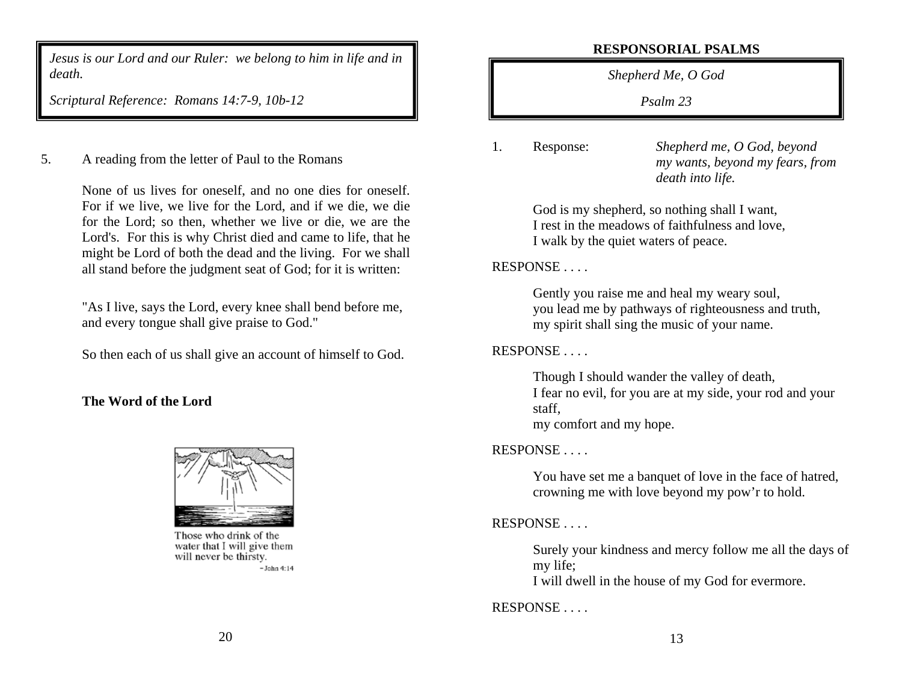*Jesus is our Lord and our Ruler: we belong to him in life and in death.*

*Scriptural Reference: Romans 14:7-9, 10b-12*

5. A reading from the letter of Paul to the Romans

None of us lives for oneself, and no one dies for oneself. For if we live, we live for the Lord, and if we die, we die for the Lord; so then, whether we live or die, we are the Lord's. For this is why Christ died and came to life, that he might be Lord of both the dead and the living. For we shall all stand before the judgment seat of God; for it is written:

"As I live, says the Lord, every knee shall bend before me, and every tongue shall give praise to God."

So then each of us shall give an account of himself to God.

**The Word of the Lord**

Those who drink of the water that I will give them will never be thirsty.
– John 4:14

## RESPONSORIAL PSALMS

*Shepherd Me, O God*

*Psalm 23*

1. Response: *Shepherd me, O God, beyond my wants, beyond my fears, from death into life.*

God is my shepherd, so nothing shall I want,
I rest in the meadows of faithfulness and love,
I walk by the quiet waters of peace.

RESPONSE . . . .

Gently you raise me and heal my weary soul,
you lead me by pathways of righteousness and truth,
my spirit shall sing the music of your name.

RESPONSE . . . .

Though I should wander the valley of death,
I fear no evil, for you are at my side, your rod and your staff,
my comfort and my hope.

RESPONSE . . . .

You have set me a banquet of love in the face of hatred,
crowning me with love beyond my pow'r to hold.

RESPONSE . . . .

Surely your kindness and mercy follow me all the days of my life;
I will dwell in the house of my God for evermore.

RESPONSE . . . .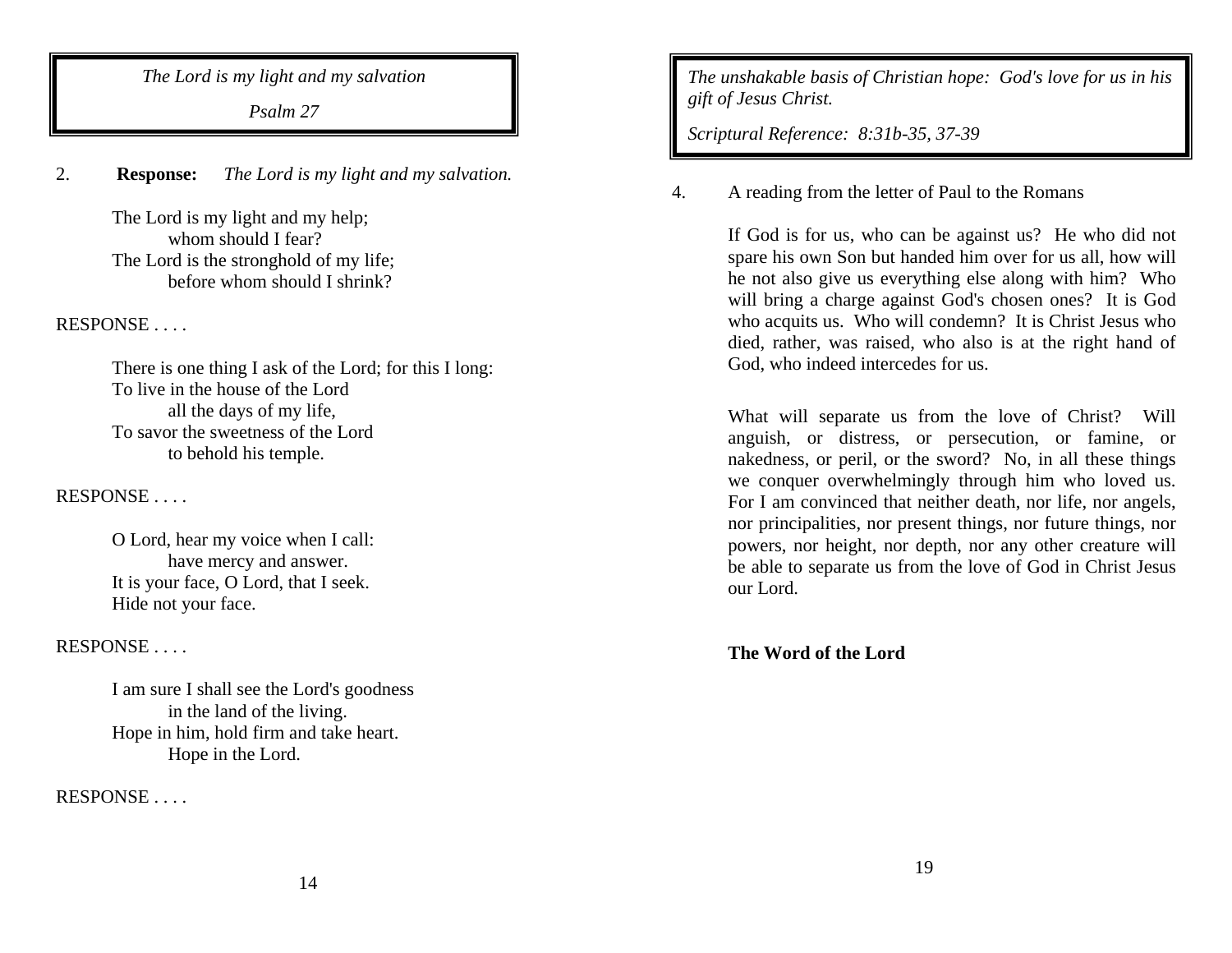*The Lord is my light and my salvation*

*Psalm 27*

2. **Response:** *The Lord is my light and my salvation.*

The Lord is my light and my help;
    whom should I fear?
The Lord is the stronghold of my life;
    before whom should I shrink?

RESPONSE . . . .

There is one thing I ask of the Lord; for this I long:
To live in the house of the Lord
    all the days of my life,
To savor the sweetness of the Lord
    to behold his temple.

RESPONSE . . . .

O Lord, hear my voice when I call:
    have mercy and answer.
It is your face, O Lord, that I seek.
Hide not your face.

RESPONSE . . . .

I am sure I shall see the Lord's goodness
    in the land of the living.
Hope in him, hold firm and take heart.
    Hope in the Lord.

RESPONSE . . . .

*The unshakable basis of Christian hope: God's love for us in his gift of Jesus Christ.*

*Scriptural Reference: 8:31b-35, 37-39*

4. A reading from the letter of Paul to the Romans

If God is for us, who can be against us? He who did not spare his own Son but handed him over for us all, how will he not also give us everything else along with him? Who will bring a charge against God's chosen ones? It is God who acquits us. Who will condemn? It is Christ Jesus who died, rather, was raised, who also is at the right hand of God, who indeed intercedes for us.

What will separate us from the love of Christ? Will anguish, or distress, or persecution, or famine, or nakedness, or peril, or the sword? No, in all these things we conquer overwhelmingly through him who loved us. For I am convinced that neither death, nor life, nor angels, nor principalities, nor present things, nor future things, nor powers, nor height, nor depth, nor any other creature will be able to separate us from the love of God in Christ Jesus our Lord.

**The Word of the Lord**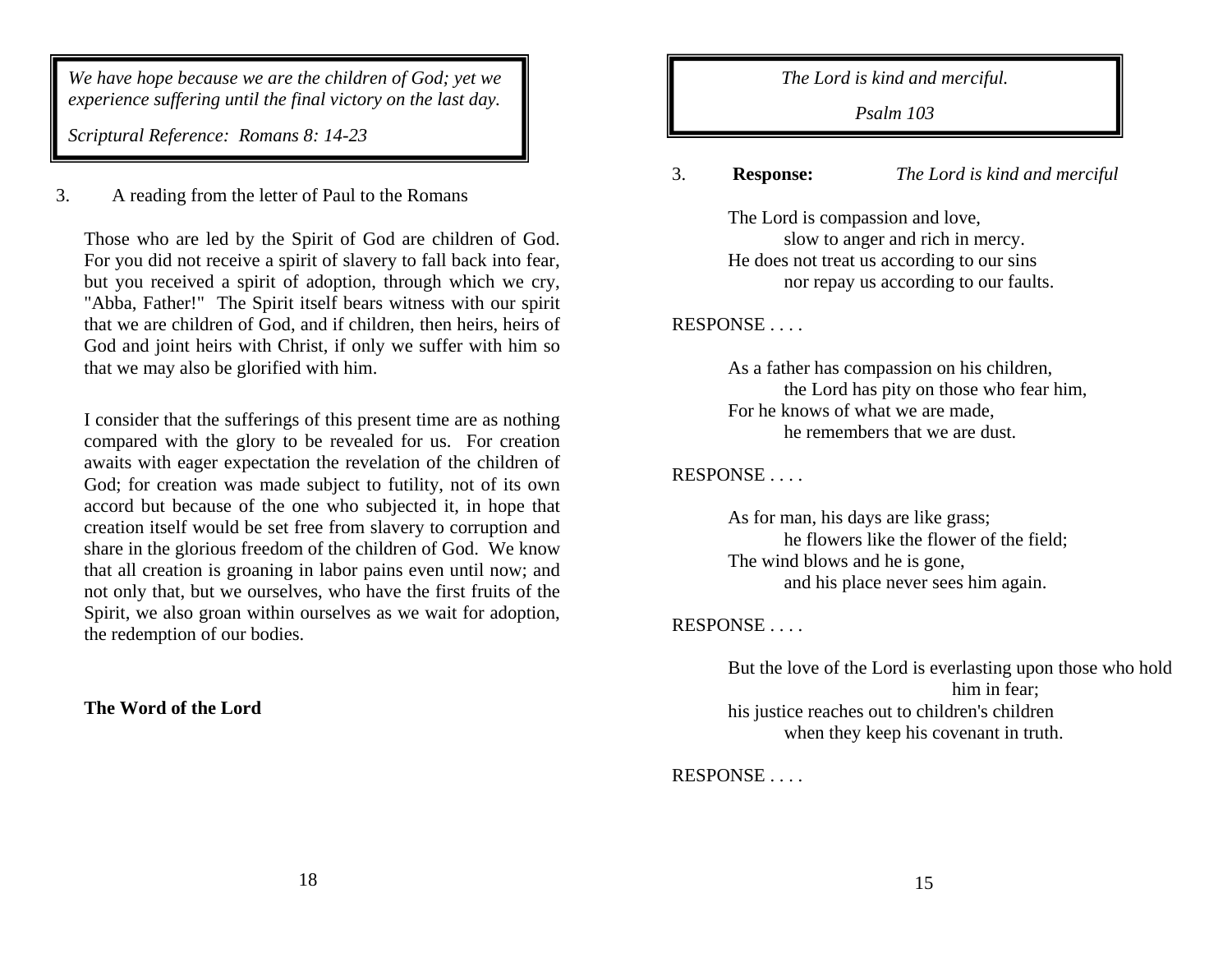*We have hope because we are the children of God; yet we experience suffering until the final victory on the last day.*

*Scriptural Reference: Romans 8: 14-23*

3. A reading from the letter of Paul to the Romans

Those who are led by the Spirit of God are children of God. For you did not receive a spirit of slavery to fall back into fear, but you received a spirit of adoption, through which we cry, "Abba, Father!" The Spirit itself bears witness with our spirit that we are children of God, and if children, then heirs, heirs of God and joint heirs with Christ, if only we suffer with him so that we may also be glorified with him.

I consider that the sufferings of this present time are as nothing compared with the glory to be revealed for us. For creation awaits with eager expectation the revelation of the children of God; for creation was made subject to futility, not of its own accord but because of the one who subjected it, in hope that creation itself would be set free from slavery to corruption and share in the glorious freedom of the children of God. We know that all creation is groaning in labor pains even until now; and not only that, but we ourselves, who have the first fruits of the Spirit, we also groan within ourselves as we wait for adoption, the redemption of our bodies.

**The Word of the Lord**

*The Lord is kind and merciful.*

*Psalm 103*

3. **Response:** *The Lord is kind and merciful*

The Lord is compassion and love,
slow to anger and rich in mercy.
He does not treat us according to our sins
nor repay us according to our faults.

RESPONSE . . . .

As a father has compassion on his children,
the Lord has pity on those who fear him,
For he knows of what we are made,
he remembers that we are dust.

RESPONSE . . . .

As for man, his days are like grass;
he flowers like the flower of the field;
The wind blows and he is gone,
and his place never sees him again.

RESPONSE . . . .

But the love of the Lord is everlasting upon those who hold him in fear;
his justice reaches out to children's children
when they keep his covenant in truth.

RESPONSE . . . .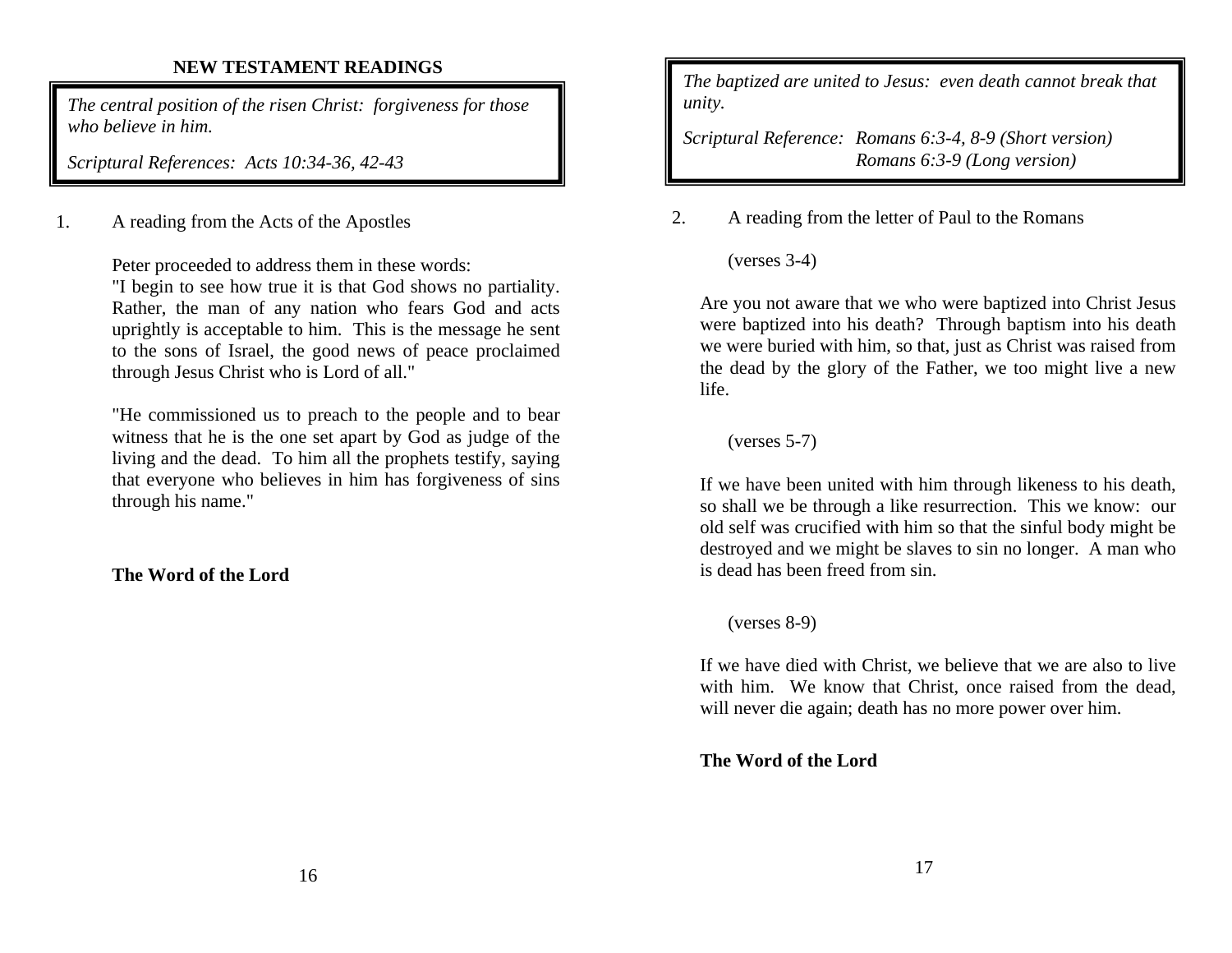## NEW TESTAMENT READINGS

*The central position of the risen Christ: forgiveness for those who believe in him.*

*Scriptural References: Acts 10:34-36, 42-43*

1. A reading from the Acts of the Apostles

Peter proceeded to address them in these words:
"I begin to see how true it is that God shows no partiality. Rather, the man of any nation who fears God and acts uprightly is acceptable to him. This is the message he sent to the sons of Israel, the good news of peace proclaimed through Jesus Christ who is Lord of all."

"He commissioned us to preach to the people and to bear witness that he is the one set apart by God as judge of the living and the dead. To him all the prophets testify, saying that everyone who believes in him has forgiveness of sins through his name."

**The Word of the Lord**

*The baptized are united to Jesus: even death cannot break that unity.*

*Scriptural Reference: Romans 6:3-4, 8-9 (Short version)*
*Romans 6:3-9 (Long version)*

2. A reading from the letter of Paul to the Romans

(verses 3-4)

Are you not aware that we who were baptized into Christ Jesus were baptized into his death? Through baptism into his death we were buried with him, so that, just as Christ was raised from the dead by the glory of the Father, we too might live a new life.

(verses 5-7)

If we have been united with him through likeness to his death, so shall we be through a like resurrection. This we know: our old self was crucified with him so that the sinful body might be destroyed and we might be slaves to sin no longer. A man who is dead has been freed from sin.

(verses 8-9)

If we have died with Christ, we believe that we are also to live with him. We know that Christ, once raised from the dead, will never die again; death has no more power over him.

**The Word of the Lord**